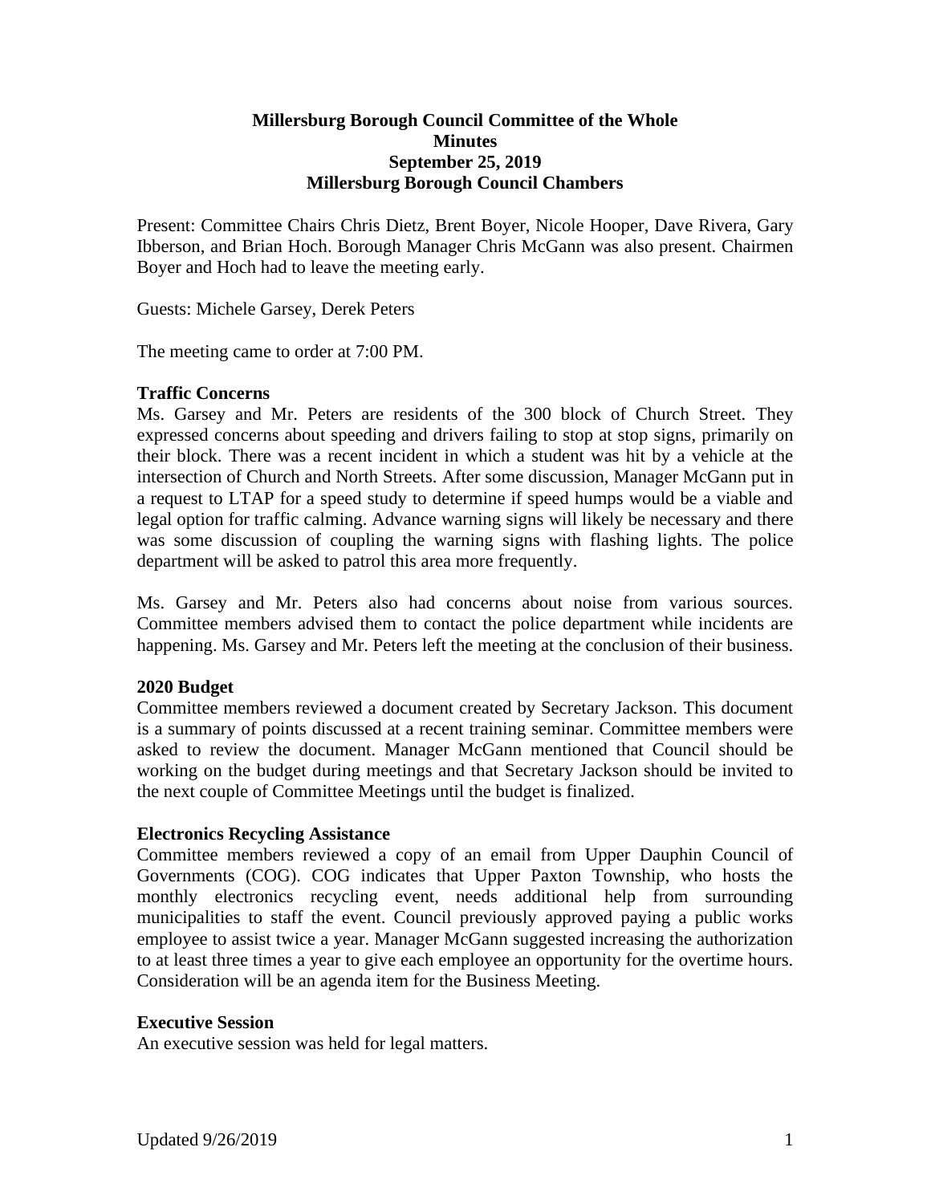**Millersburg Borough Council Committee of the Whole**
**Minutes**
**September 25, 2019**
**Millersburg Borough Council Chambers**

Present: Committee Chairs Chris Dietz, Brent Boyer, Nicole Hooper, Dave Rivera, Gary Ibberson, and Brian Hoch. Borough Manager Chris McGann was also present. Chairmen Boyer and Hoch had to leave the meeting early.

Guests: Michele Garsey, Derek Peters

The meeting came to order at 7:00 PM.

**Traffic Concerns**

Ms. Garsey and Mr. Peters are residents of the 300 block of Church Street. They expressed concerns about speeding and drivers failing to stop at stop signs, primarily on their block. There was a recent incident in which a student was hit by a vehicle at the intersection of Church and North Streets. After some discussion, Manager McGann put in a request to LTAP for a speed study to determine if speed humps would be a viable and legal option for traffic calming. Advance warning signs will likely be necessary and there was some discussion of coupling the warning signs with flashing lights. The police department will be asked to patrol this area more frequently.

Ms. Garsey and Mr. Peters also had concerns about noise from various sources. Committee members advised them to contact the police department while incidents are happening. Ms. Garsey and Mr. Peters left the meeting at the conclusion of their business.

**2020 Budget**

Committee members reviewed a document created by Secretary Jackson. This document is a summary of points discussed at a recent training seminar. Committee members were asked to review the document. Manager McGann mentioned that Council should be working on the budget during meetings and that Secretary Jackson should be invited to the next couple of Committee Meetings until the budget is finalized.

**Electronics Recycling Assistance**

Committee members reviewed a copy of an email from Upper Dauphin Council of Governments (COG). COG indicates that Upper Paxton Township, who hosts the monthly electronics recycling event, needs additional help from surrounding municipalities to staff the event. Council previously approved paying a public works employee to assist twice a year. Manager McGann suggested increasing the authorization to at least three times a year to give each employee an opportunity for the overtime hours. Consideration will be an agenda item for the Business Meeting.

**Executive Session**

An executive session was held for legal matters.

Updated 9/26/2019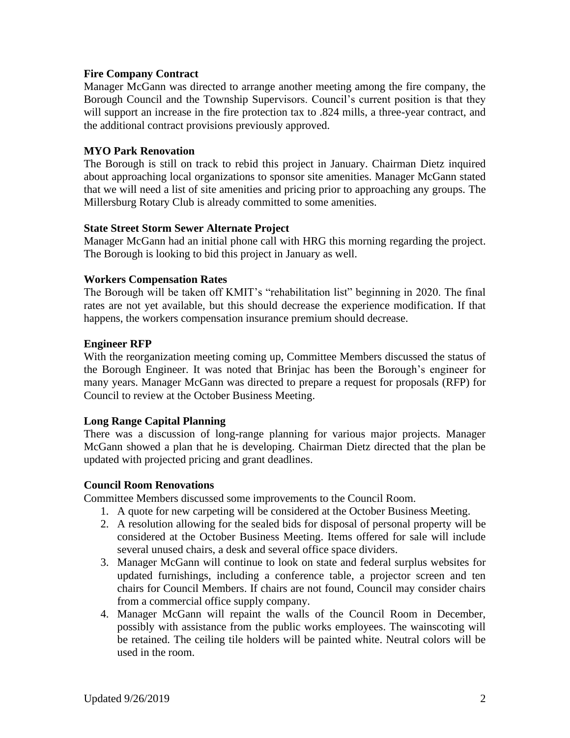**Fire Company Contract**

Manager McGann was directed to arrange another meeting among the fire company, the Borough Council and the Township Supervisors. Council's current position is that they will support an increase in the fire protection tax to .824 mills, a three-year contract, and the additional contract provisions previously approved.

**MYO Park Renovation**

The Borough is still on track to rebid this project in January. Chairman Dietz inquired about approaching local organizations to sponsor site amenities. Manager McGann stated that we will need a list of site amenities and pricing prior to approaching any groups. The Millersburg Rotary Club is already committed to some amenities.

**State Street Storm Sewer Alternate Project**

Manager McGann had an initial phone call with HRG this morning regarding the project. The Borough is looking to bid this project in January as well.

**Workers Compensation Rates**

The Borough will be taken off KMIT's "rehabilitation list" beginning in 2020. The final rates are not yet available, but this should decrease the experience modification. If that happens, the workers compensation insurance premium should decrease.

**Engineer RFP**

With the reorganization meeting coming up, Committee Members discussed the status of the Borough Engineer. It was noted that Brinjac has been the Borough's engineer for many years. Manager McGann was directed to prepare a request for proposals (RFP) for Council to review at the October Business Meeting.

**Long Range Capital Planning**

There was a discussion of long-range planning for various major projects. Manager McGann showed a plan that he is developing. Chairman Dietz directed that the plan be updated with projected pricing and grant deadlines.

**Council Room Renovations**

Committee Members discussed some improvements to the Council Room.

1. A quote for new carpeting will be considered at the October Business Meeting.
2. A resolution allowing for the sealed bids for disposal of personal property will be considered at the October Business Meeting. Items offered for sale will include several unused chairs, a desk and several office space dividers.
3. Manager McGann will continue to look on state and federal surplus websites for updated furnishings, including a conference table, a projector screen and ten chairs for Council Members. If chairs are not found, Council may consider chairs from a commercial office supply company.
4. Manager McGann will repaint the walls of the Council Room in December, possibly with assistance from the public works employees. The wainscoting will be retained. The ceiling tile holders will be painted white. Neutral colors will be used in the room.

Updated 9/26/2019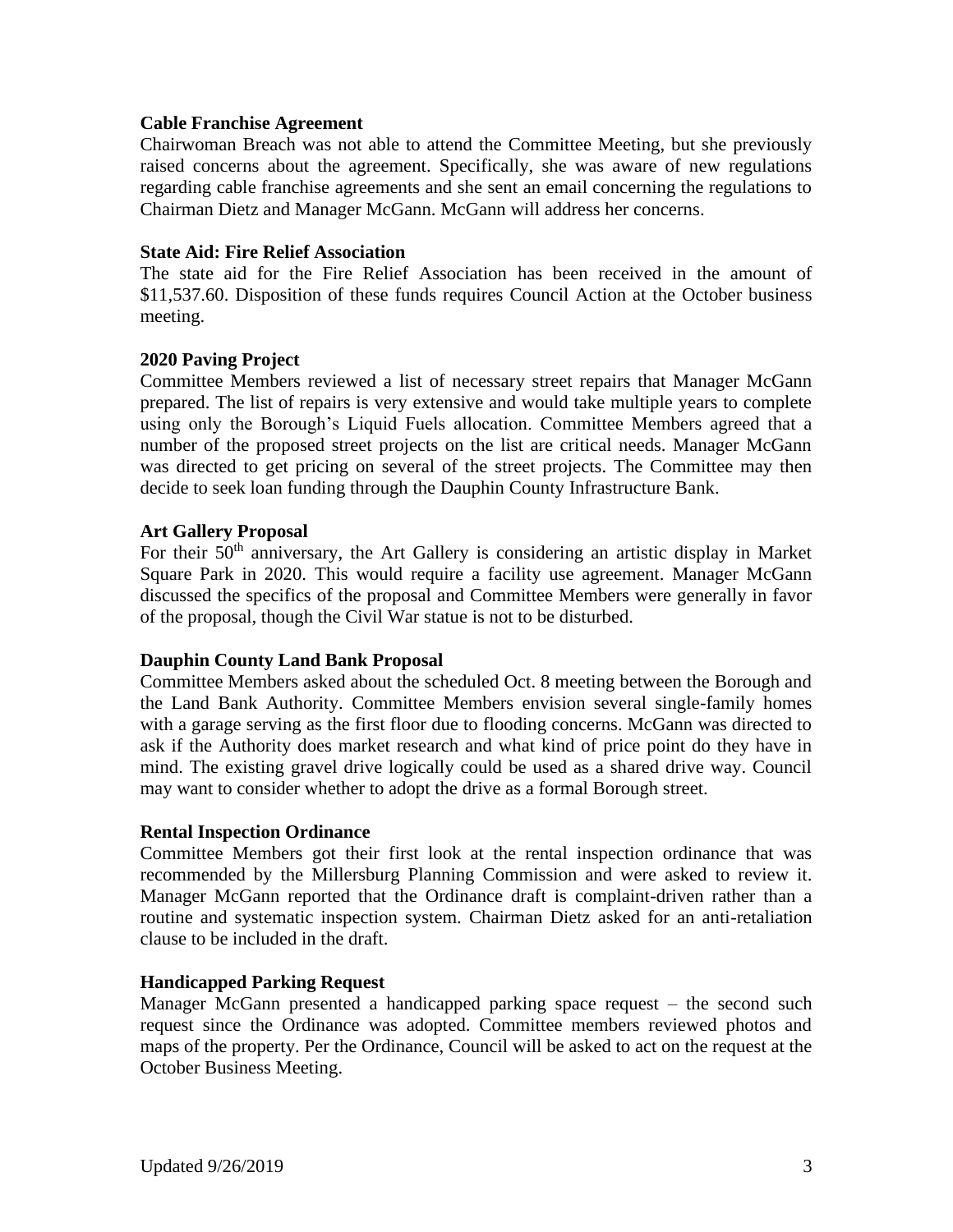**Cable Franchise Agreement**

Chairwoman Breach was not able to attend the Committee Meeting, but she previously raised concerns about the agreement. Specifically, she was aware of new regulations regarding cable franchise agreements and she sent an email concerning the regulations to Chairman Dietz and Manager McGann. McGann will address her concerns.

**State Aid: Fire Relief Association**

The state aid for the Fire Relief Association has been received in the amount of $11,537.60. Disposition of these funds requires Council Action at the October business meeting.

**2020 Paving Project**

Committee Members reviewed a list of necessary street repairs that Manager McGann prepared. The list of repairs is very extensive and would take multiple years to complete using only the Borough's Liquid Fuels allocation. Committee Members agreed that a number of the proposed street projects on the list are critical needs. Manager McGann was directed to get pricing on several of the street projects. The Committee may then decide to seek loan funding through the Dauphin County Infrastructure Bank.

**Art Gallery Proposal**

For their 50th anniversary, the Art Gallery is considering an artistic display in Market Square Park in 2020. This would require a facility use agreement. Manager McGann discussed the specifics of the proposal and Committee Members were generally in favor of the proposal, though the Civil War statue is not to be disturbed.

**Dauphin County Land Bank Proposal**

Committee Members asked about the scheduled Oct. 8 meeting between the Borough and the Land Bank Authority. Committee Members envision several single-family homes with a garage serving as the first floor due to flooding concerns. McGann was directed to ask if the Authority does market research and what kind of price point do they have in mind. The existing gravel drive logically could be used as a shared drive way. Council may want to consider whether to adopt the drive as a formal Borough street.

**Rental Inspection Ordinance**

Committee Members got their first look at the rental inspection ordinance that was recommended by the Millersburg Planning Commission and were asked to review it. Manager McGann reported that the Ordinance draft is complaint-driven rather than a routine and systematic inspection system. Chairman Dietz asked for an anti-retaliation clause to be included in the draft.

**Handicapped Parking Request**

Manager McGann presented a handicapped parking space request – the second such request since the Ordinance was adopted. Committee members reviewed photos and maps of the property. Per the Ordinance, Council will be asked to act on the request at the October Business Meeting.

Updated 9/26/2019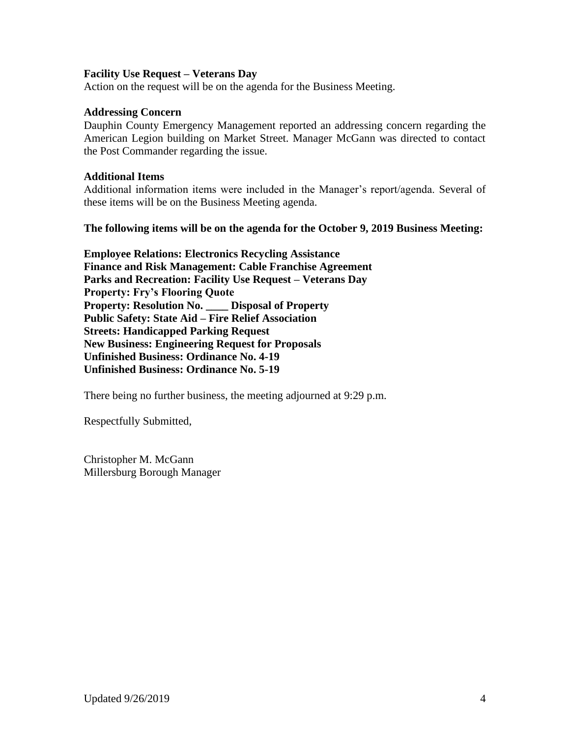**Facility Use Request – Veterans Day**
Action on the request will be on the agenda for the Business Meeting.

**Addressing Concern**
Dauphin County Emergency Management reported an addressing concern regarding the American Legion building on Market Street. Manager McGann was directed to contact the Post Commander regarding the issue.

**Additional Items**
Additional information items were included in the Manager's report/agenda. Several of these items will be on the Business Meeting agenda.

**The following items will be on the agenda for the October 9, 2019 Business Meeting:**

**Employee Relations: Electronics Recycling Assistance**
**Finance and Risk Management: Cable Franchise Agreement**
**Parks and Recreation: Facility Use Request – Veterans Day**
**Property: Fry's Flooring Quote**
**Property: Resolution No. ____ Disposal of Property**
**Public Safety: State Aid – Fire Relief Association**
**Streets: Handicapped Parking Request**
**New Business: Engineering Request for Proposals**
**Unfinished Business: Ordinance No. 4-19**
**Unfinished Business: Ordinance No. 5-19**

There being no further business, the meeting adjourned at 9:29 p.m.

Respectfully Submitted,

Christopher M. McGann
Millersburg Borough Manager

Updated 9/26/2019